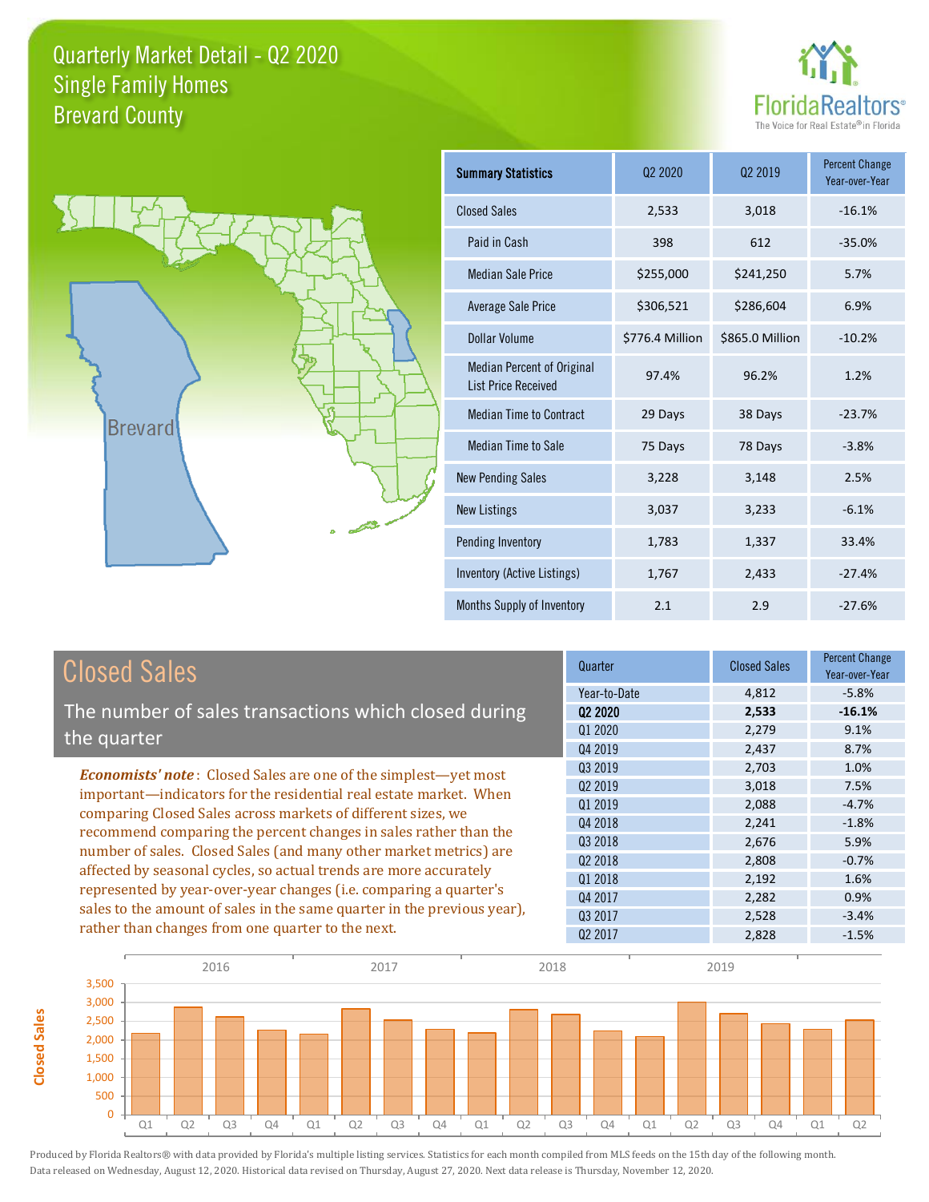# Quarterly Market Detail - Q2 2020
## Single Family Homes
## Brevard County

FloridaRealtors® The Voice for Real Estate® in Florida

| Summary Statistics | Q2 2020 | Q2 2019 | Percent Change Year-over-Year |
|---|---|---|---|
| Closed Sales | 2,533 | 3,018 | -16.1% |
| Paid in Cash | 398 | 612 | -35.0% |
| Median Sale Price | $255,000 | $241,250 | 5.7% |
| Average Sale Price | $306,521 | $286,604 | 6.9% |
| Dollar Volume | $776.4 Million | $865.0 Million | -10.2% |
| Median Percent of Original List Price Received | 97.4% | 96.2% | 1.2% |
| Median Time to Contract | 29 Days | 38 Days | -23.7% |
| Median Time to Sale | 75 Days | 78 Days | -3.8% |
| New Pending Sales | 3,228 | 3,148 | 2.5% |
| New Listings | 3,037 | 3,233 | -6.1% |
| Pending Inventory | 1,783 | 1,337 | 33.4% |
| Inventory (Active Listings) | 1,767 | 2,433 | -27.4% |
| Months Supply of Inventory | 2.1 | 2.9 | -27.6% |

## Closed Sales

The number of sales transactions which closed during the quarter

***Economists' note***: Closed Sales are one of the simplest—yet most important—indicators for the residential real estate market. When comparing Closed Sales across markets of different sizes, we recommend comparing the percent changes in sales rather than the number of sales. Closed Sales (and many other market metrics) are affected by seasonal cycles, so actual trends are more accurately represented by year-over-year changes (i.e. comparing a quarter's sales to the amount of sales in the same quarter in the previous year), rather than changes from one quarter to the next.

| Quarter | Closed Sales | Percent Change Year-over-Year |
|---|---|---|
| Year-to-Date | 4,812 | -5.8% |
| **Q2 2020** | **2,533** | **-16.1%** |
| Q1 2020 | 2,279 | 9.1% |
| Q4 2019 | 2,437 | 8.7% |
| Q3 2019 | 2,703 | 1.0% |
| Q2 2019 | 3,018 | 7.5% |
| Q1 2019 | 2,088 | -4.7% |
| Q4 2018 | 2,241 | -1.8% |
| Q3 2018 | 2,676 | 5.9% |
| Q2 2018 | 2,808 | -0.7% |
| Q1 2018 | 2,192 | 1.6% |
| Q4 2017 | 2,282 | 0.9% |
| Q3 2017 | 2,528 | -3.4% |
| Q2 2017 | 2,828 | -1.5% |

Produced by Florida Realtors® with data provided by Florida's multiple listing services. Statistics for each month compiled from MLS feeds on the 15th day of the following month. Data released on Wednesday, August 12, 2020. Historical data revised on Thursday, August 27, 2020. Next data release is Thursday, November 12, 2020.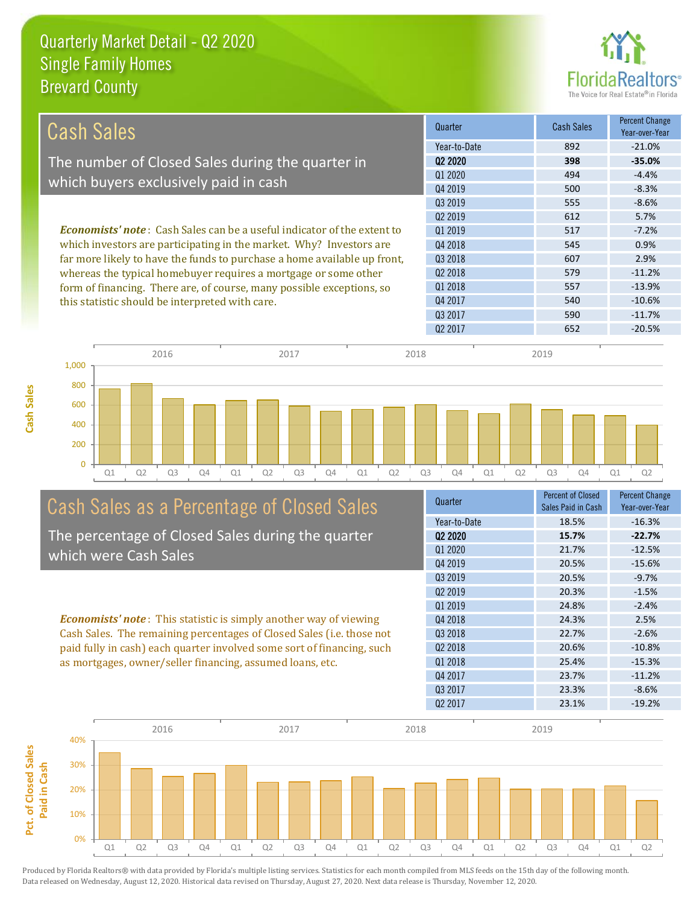# Quarterly Market Detail - Q2 2020
## Single Family Homes
## Brevard County

## Cash Sales

The number of Closed Sales during the quarter in which buyers exclusively paid in cash

*Economists' note*: Cash Sales can be a useful indicator of the extent to which investors are participating in the market. Why? Investors are far more likely to have the funds to purchase a home available up front, whereas the typical homebuyer requires a mortgage or some other form of financing. There are, of course, many possible exceptions, so this statistic should be interpreted with care.

| Quarter | Cash Sales | Percent Change Year-over-Year |
|---|---|---|
| Year-to-Date | 892 | -21.0% |
| **Q2 2020** | **398** | **-35.0%** |
| Q1 2020 | 494 | -4.4% |
| Q4 2019 | 500 | -8.3% |
| Q3 2019 | 555 | -8.6% |
| Q2 2019 | 612 | 5.7% |
| Q1 2019 | 517 | -7.2% |
| Q4 2018 | 545 | 0.9% |
| Q3 2018 | 607 | 2.9% |
| Q2 2018 | 579 | -11.2% |
| Q1 2018 | 557 | -13.9% |
| Q4 2017 | 540 | -10.6% |
| Q3 2017 | 590 | -11.7% |
| Q2 2017 | 652 | -20.5% |

## Cash Sales as a Percentage of Closed Sales

The percentage of Closed Sales during the quarter which were Cash Sales

*Economists' note*: This statistic is simply another way of viewing Cash Sales. The remaining percentages of Closed Sales (i.e. those not paid fully in cash) each quarter involved some sort of financing, such as mortgages, owner/seller financing, assumed loans, etc.

| Quarter | Percent of Closed Sales Paid in Cash | Percent Change Year-over-Year |
|---|---|---|
| Year-to-Date | 18.5% | -16.3% |
| **Q2 2020** | **15.7%** | **-22.7%** |
| Q1 2020 | 21.7% | -12.5% |
| Q4 2019 | 20.5% | -15.6% |
| Q3 2019 | 20.5% | -9.7% |
| Q2 2019 | 20.3% | -1.5% |
| Q1 2019 | 24.8% | -2.4% |
| Q4 2018 | 24.3% | 2.5% |
| Q3 2018 | 22.7% | -2.6% |
| Q2 2018 | 20.6% | -10.8% |
| Q1 2018 | 25.4% | -15.3% |
| Q4 2017 | 23.7% | -11.2% |
| Q3 2017 | 23.3% | -8.6% |
| Q2 2017 | 23.1% | -19.2% |

Produced by Florida Realtors® with data provided by Florida's multiple listing services. Statistics for each month compiled from MLS feeds on the 15th day of the following month. Data released on Wednesday, August 12, 2020. Historical data revised on Thursday, August 27, 2020. Next data release is Thursday, November 12, 2020.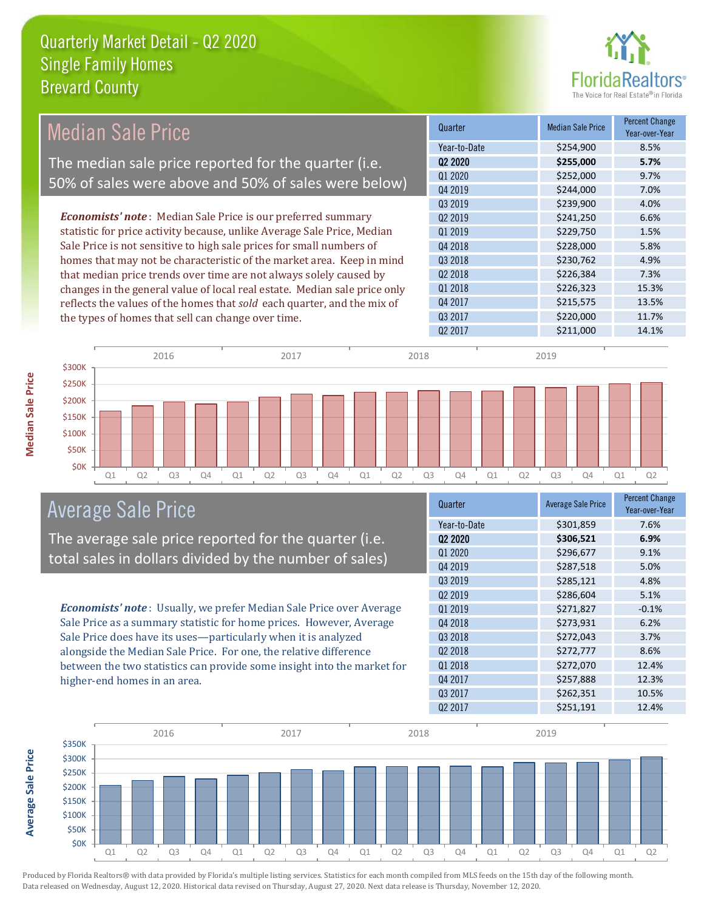# Quarterly Market Detail - Q2 2020
## Single Family Homes
## Brevard County

## Median Sale Price

The median sale price reported for the quarter (i.e. 50% of sales were above and 50% of sales were below)

*Economists' note*: Median Sale Price is our preferred summary statistic for price activity because, unlike Average Sale Price, Median Sale Price is not sensitive to high sale prices for small numbers of homes that may not be characteristic of the market area. Keep in mind that median price trends over time are not always solely caused by changes in the general value of local real estate. Median sale price only reflects the values of the homes that *sold* each quarter, and the mix of the types of homes that sell can change over time.

| Quarter | Median Sale Price | Percent Change Year-over-Year |
|---|---|---|
| Year-to-Date | $254,900 | 8.5% |
| **Q2 2020** | **$255,000** | **5.7%** |
| Q1 2020 | $252,000 | 9.7% |
| Q4 2019 | $244,000 | 7.0% |
| Q3 2019 | $239,900 | 4.0% |
| Q2 2019 | $241,250 | 6.6% |
| Q1 2019 | $229,750 | 1.5% |
| Q4 2018 | $228,000 | 5.8% |
| Q3 2018 | $230,762 | 4.9% |
| Q2 2018 | $226,384 | 7.3% |
| Q1 2018 | $226,323 | 15.3% |
| Q4 2017 | $215,575 | 13.5% |
| Q3 2017 | $220,000 | 11.7% |
| Q2 2017 | $211,000 | 14.1% |

## Average Sale Price

The average sale price reported for the quarter (i.e. total sales in dollars divided by the number of sales)

*Economists' note*: Usually, we prefer Median Sale Price over Average Sale Price as a summary statistic for home prices. However, Average Sale Price does have its uses—particularly when it is analyzed alongside the Median Sale Price. For one, the relative difference between the two statistics can provide some insight into the market for higher-end homes in an area.

| Quarter | Average Sale Price | Percent Change Year-over-Year |
|---|---|---|
| Year-to-Date | $301,859 | 7.6% |
| **Q2 2020** | **$306,521** | **6.9%** |
| Q1 2020 | $296,677 | 9.1% |
| Q4 2019 | $287,518 | 5.0% |
| Q3 2019 | $285,121 | 4.8% |
| Q2 2019 | $286,604 | 5.1% |
| Q1 2019 | $271,827 | -0.1% |
| Q4 2018 | $273,931 | 6.2% |
| Q3 2018 | $272,043 | 3.7% |
| Q2 2018 | $272,777 | 8.6% |
| Q1 2018 | $272,070 | 12.4% |
| Q4 2017 | $257,888 | 12.3% |
| Q3 2017 | $262,351 | 10.5% |
| Q2 2017 | $251,191 | 12.4% |

Produced by Florida Realtors® with data provided by Florida's multiple listing services. Statistics for each month compiled from MLS feeds on the 15th day of the following month. Data released on Wednesday, August 12, 2020. Historical data revised on Thursday, August 27, 2020. Next data release is Thursday, November 12, 2020.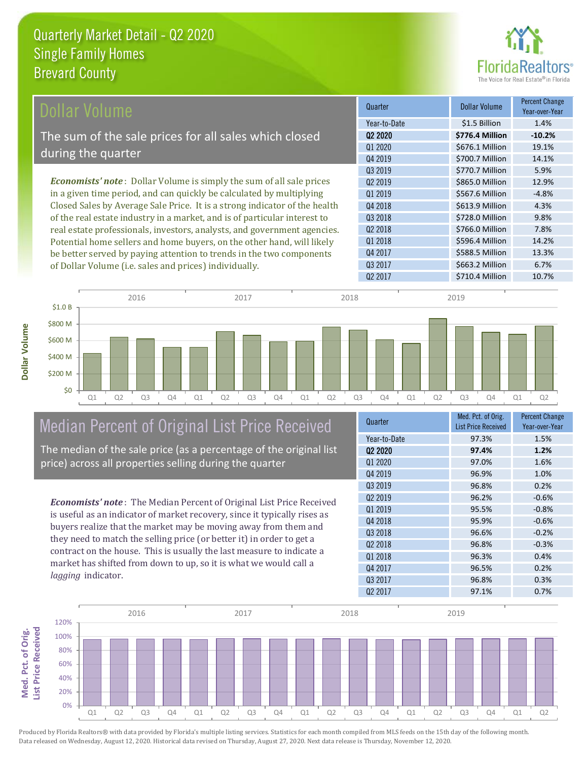# Quarterly Market Detail - Q2 2020
## Single Family Homes
## Brevard County

## Dollar Volume

The sum of the sale prices for all sales which closed during the quarter

*Economists' note*: Dollar Volume is simply the sum of all sale prices in a given time period, and can quickly be calculated by multiplying Closed Sales by Average Sale Price. It is a strong indicator of the health of the real estate industry in a market, and is of particular interest to real estate professionals, investors, analysts, and government agencies. Potential home sellers and home buyers, on the other hand, will likely be better served by paying attention to trends in the two components of Dollar Volume (i.e. sales and prices) individually.

| Quarter | Dollar Volume | Percent Change Year-over-Year |
|---|---|---|
| Year-to-Date | $1.5 Billion | 1.4% |
| **Q2 2020** | **$776.4 Million** | **-10.2%** |
| Q1 2020 | $676.1 Million | 19.1% |
| Q4 2019 | $700.7 Million | 14.1% |
| Q3 2019 | $770.7 Million | 5.9% |
| Q2 2019 | $865.0 Million | 12.9% |
| Q1 2019 | $567.6 Million | -4.8% |
| Q4 2018 | $613.9 Million | 4.3% |
| Q3 2018 | $728.0 Million | 9.8% |
| Q2 2018 | $766.0 Million | 7.8% |
| Q1 2018 | $596.4 Million | 14.2% |
| Q4 2017 | $588.5 Million | 13.3% |
| Q3 2017 | $663.2 Million | 6.7% |
| Q2 2017 | $710.4 Million | 10.7% |

## Median Percent of Original List Price Received

The median of the sale price (as a percentage of the original list price) across all properties selling during the quarter

*Economists' note*: The Median Percent of Original List Price Received is useful as an indicator of market recovery, since it typically rises as buyers realize that the market may be moving away from them and they need to match the selling price (or better it) in order to get a contract on the house. This is usually the last measure to indicate a market has shifted from down to up, so it is what we would call a *lagging* indicator.

| Quarter | Med. Pct. of Orig. List Price Received | Percent Change Year-over-Year |
|---|---|---|
| Year-to-Date | 97.3% | 1.5% |
| **Q2 2020** | **97.4%** | **1.2%** |
| Q1 2020 | 97.0% | 1.6% |
| Q4 2019 | 96.9% | 1.0% |
| Q3 2019 | 96.8% | 0.2% |
| Q2 2019 | 96.2% | -0.6% |
| Q1 2019 | 95.5% | -0.8% |
| Q4 2018 | 95.9% | -0.6% |
| Q3 2018 | 96.6% | -0.2% |
| Q2 2018 | 96.8% | -0.3% |
| Q1 2018 | 96.3% | 0.4% |
| Q4 2017 | 96.5% | 0.2% |
| Q3 2017 | 96.8% | 0.3% |
| Q2 2017 | 97.1% | 0.7% |

Produced by Florida Realtors® with data provided by Florida's multiple listing services. Statistics for each month compiled from MLS feeds on the 15th day of the following month. Data released on Wednesday, August 12, 2020. Historical data revised on Thursday, August 27, 2020. Next data release is Thursday, November 12, 2020.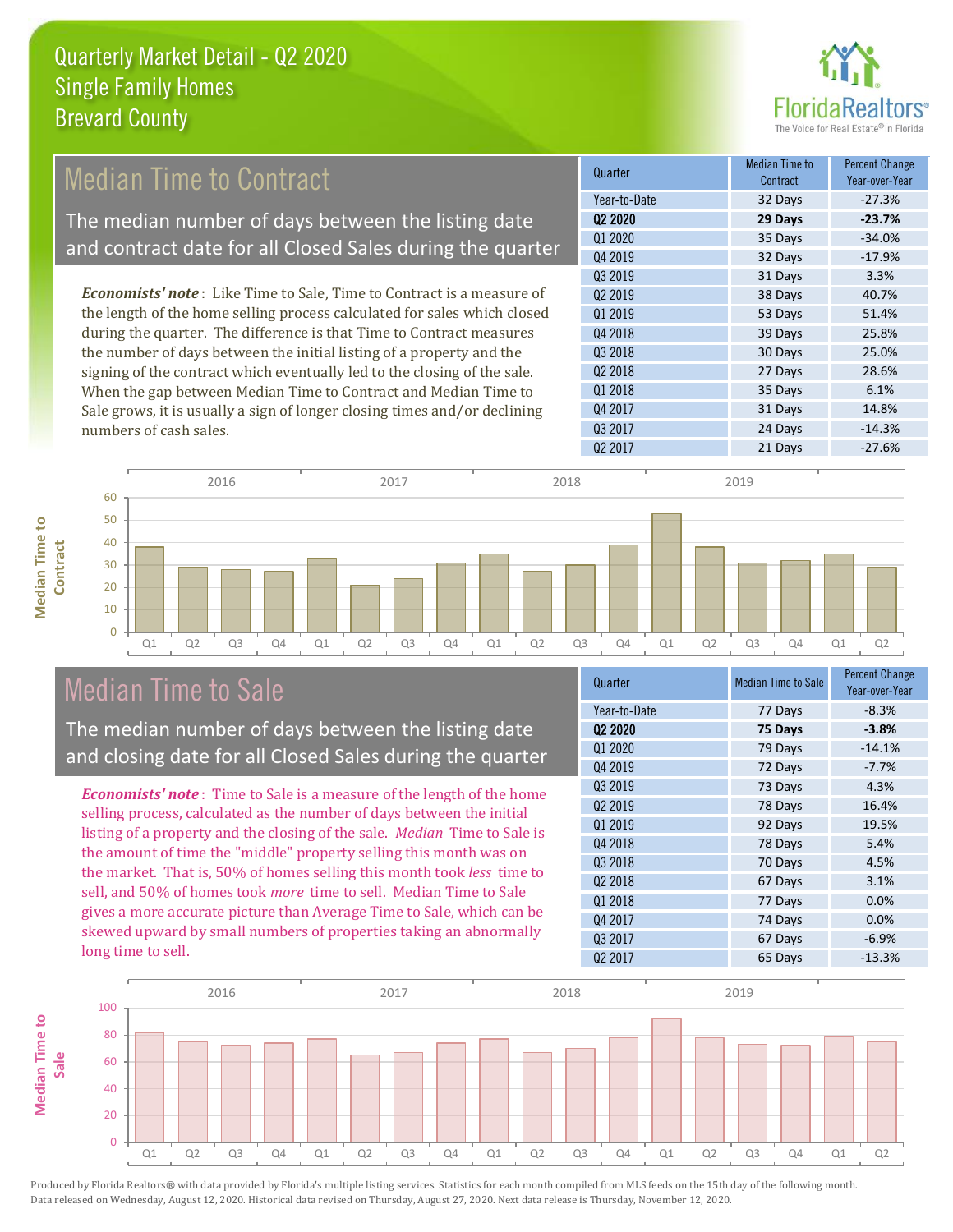# Quarterly Market Detail - Q2 2020
## Single Family Homes
## Brevard County

## Median Time to Contract

The median number of days between the listing date and contract date for all Closed Sales during the quarter

*Economists' note*: Like Time to Sale, Time to Contract is a measure of the length of the home selling process calculated for sales which closed during the quarter. The difference is that Time to Contract measures the number of days between the initial listing of a property and the signing of the contract which eventually led to the closing of the sale. When the gap between Median Time to Contract and Median Time to Sale grows, it is usually a sign of longer closing times and/or declining numbers of cash sales.

| Quarter | Median Time to Contract | Percent Change Year-over-Year |
|---|---|---|
| Year-to-Date | 32 Days | -27.3% |
| **Q2 2020** | **29 Days** | **-23.7%** |
| Q1 2020 | 35 Days | -34.0% |
| Q4 2019 | 32 Days | -17.9% |
| Q3 2019 | 31 Days | 3.3% |
| Q2 2019 | 38 Days | 40.7% |
| Q1 2019 | 53 Days | 51.4% |
| Q4 2018 | 39 Days | 25.8% |
| Q3 2018 | 30 Days | 25.0% |
| Q2 2018 | 27 Days | 28.6% |
| Q1 2018 | 35 Days | 6.1% |
| Q4 2017 | 31 Days | 14.8% |
| Q3 2017 | 24 Days | -14.3% |
| Q2 2017 | 21 Days | -27.6% |

## Median Time to Sale

The median number of days between the listing date and closing date for all Closed Sales during the quarter

*Economists' note*: Time to Sale is a measure of the length of the home selling process, calculated as the number of days between the initial listing of a property and the closing of the sale. *Median* Time to Sale is the amount of time the "middle" property selling this month was on the market. That is, 50% of homes selling this month took *less* time to sell, and 50% of homes took *more* time to sell. Median Time to Sale gives a more accurate picture than Average Time to Sale, which can be skewed upward by small numbers of properties taking an abnormally long time to sell.

| Quarter | Median Time to Sale | Percent Change Year-over-Year |
|---|---|---|
| Year-to-Date | 77 Days | -8.3% |
| **Q2 2020** | **75 Days** | **-3.8%** |
| Q1 2020 | 79 Days | -14.1% |
| Q4 2019 | 72 Days | -7.7% |
| Q3 2019 | 73 Days | 4.3% |
| Q2 2019 | 78 Days | 16.4% |
| Q1 2019 | 92 Days | 19.5% |
| Q4 2018 | 78 Days | 5.4% |
| Q3 2018 | 70 Days | 4.5% |
| Q2 2018 | 67 Days | 3.1% |
| Q1 2018 | 77 Days | 0.0% |
| Q4 2017 | 74 Days | 0.0% |
| Q3 2017 | 67 Days | -6.9% |
| Q2 2017 | 65 Days | -13.3% |

Produced by Florida Realtors® with data provided by Florida's multiple listing services. Statistics for each month compiled from MLS feeds on the 15th day of the following month. Data released on Wednesday, August 12, 2020. Historical data revised on Thursday, August 27, 2020. Next data release is Thursday, November 12, 2020.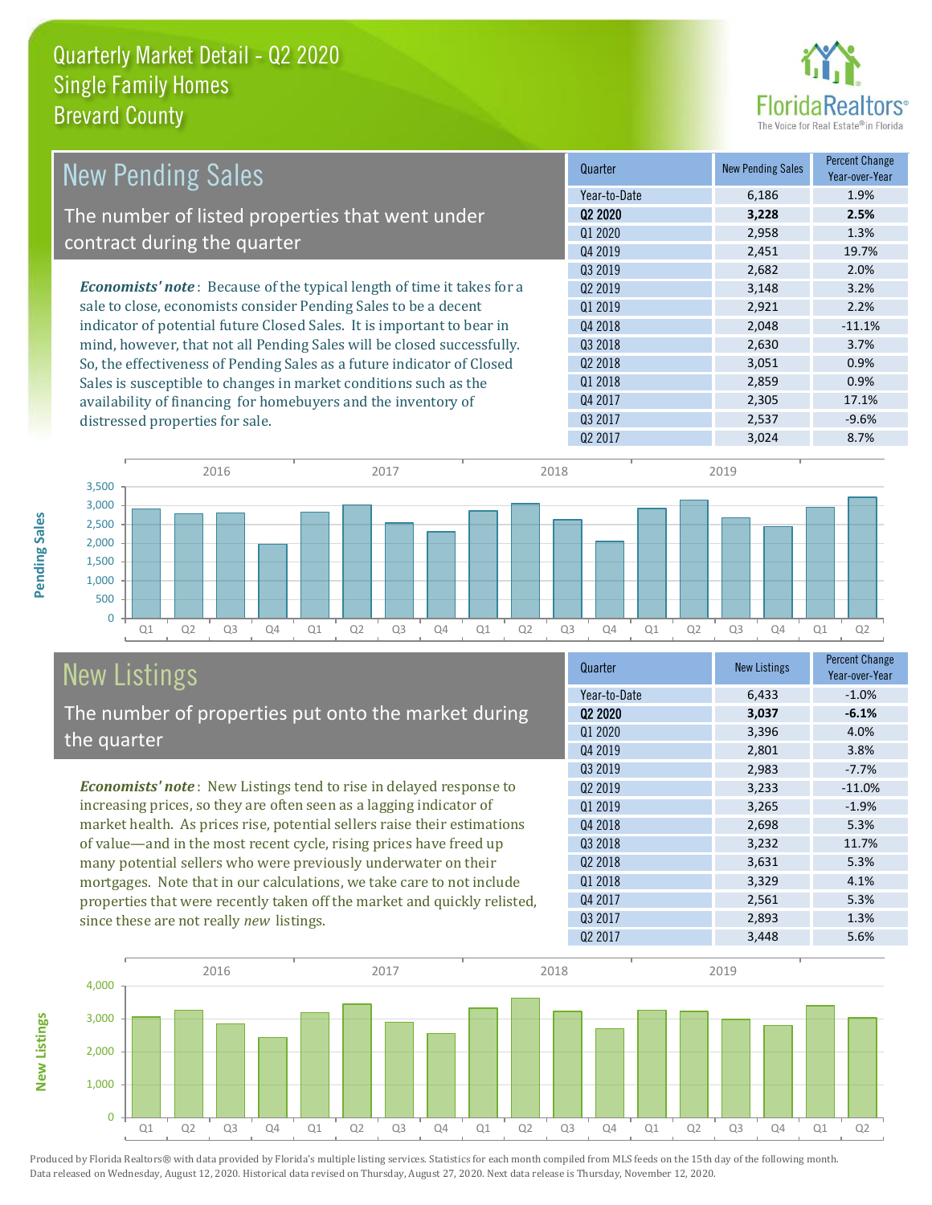# Quarterly Market Detail - Q2 2020
## Single Family Homes
## Brevard County

## New Pending Sales

The number of listed properties that went under contract during the quarter

***Economists' note***: Because of the typical length of time it takes for a sale to close, economists consider Pending Sales to be a decent indicator of potential future Closed Sales. It is important to bear in mind, however, that not all Pending Sales will be closed successfully. So, the effectiveness of Pending Sales as a future indicator of Closed Sales is susceptible to changes in market conditions such as the availability of financing for homebuyers and the inventory of distressed properties for sale.

| Quarter | New Pending Sales | Percent Change Year-over-Year |
|---|---|---|
| Year-to-Date | 6,186 | 1.9% |
| **Q2 2020** | **3,228** | **2.5%** |
| Q1 2020 | 2,958 | 1.3% |
| Q4 2019 | 2,451 | 19.7% |
| Q3 2019 | 2,682 | 2.0% |
| Q2 2019 | 3,148 | 3.2% |
| Q1 2019 | 2,921 | 2.2% |
| Q4 2018 | 2,048 | -11.1% |
| Q3 2018 | 2,630 | 3.7% |
| Q2 2018 | 3,051 | 0.9% |
| Q1 2018 | 2,859 | 0.9% |
| Q4 2017 | 2,305 | 17.1% |
| Q3 2017 | 2,537 | -9.6% |
| Q2 2017 | 3,024 | 8.7% |

## New Listings

The number of properties put onto the market during the quarter

***Economists' note***: New Listings tend to rise in delayed response to increasing prices, so they are often seen as a lagging indicator of market health. As prices rise, potential sellers raise their estimations of value—and in the most recent cycle, rising prices have freed up many potential sellers who were previously underwater on their mortgages. Note that in our calculations, we take care to not include properties that were recently taken off the market and quickly relisted, since these are not really *new* listings.

| Quarter | New Listings | Percent Change Year-over-Year |
|---|---|---|
| Year-to-Date | 6,433 | -1.0% |
| **Q2 2020** | **3,037** | **-6.1%** |
| Q1 2020 | 3,396 | 4.0% |
| Q4 2019 | 2,801 | 3.8% |
| Q3 2019 | 2,983 | -7.7% |
| Q2 2019 | 3,233 | -11.0% |
| Q1 2019 | 3,265 | -1.9% |
| Q4 2018 | 2,698 | 5.3% |
| Q3 2018 | 3,232 | 11.7% |
| Q2 2018 | 3,631 | 5.3% |
| Q1 2018 | 3,329 | 4.1% |
| Q4 2017 | 2,561 | 5.3% |
| Q3 2017 | 2,893 | 1.3% |
| Q2 2017 | 3,448 | 5.6% |

Produced by Florida Realtors® with data provided by Florida's multiple listing services. Statistics for each month compiled from MLS feeds on the 15th day of the following month. Data released on Wednesday, August 12, 2020. Historical data revised on Thursday, August 27, 2020. Next data release is Thursday, November 12, 2020.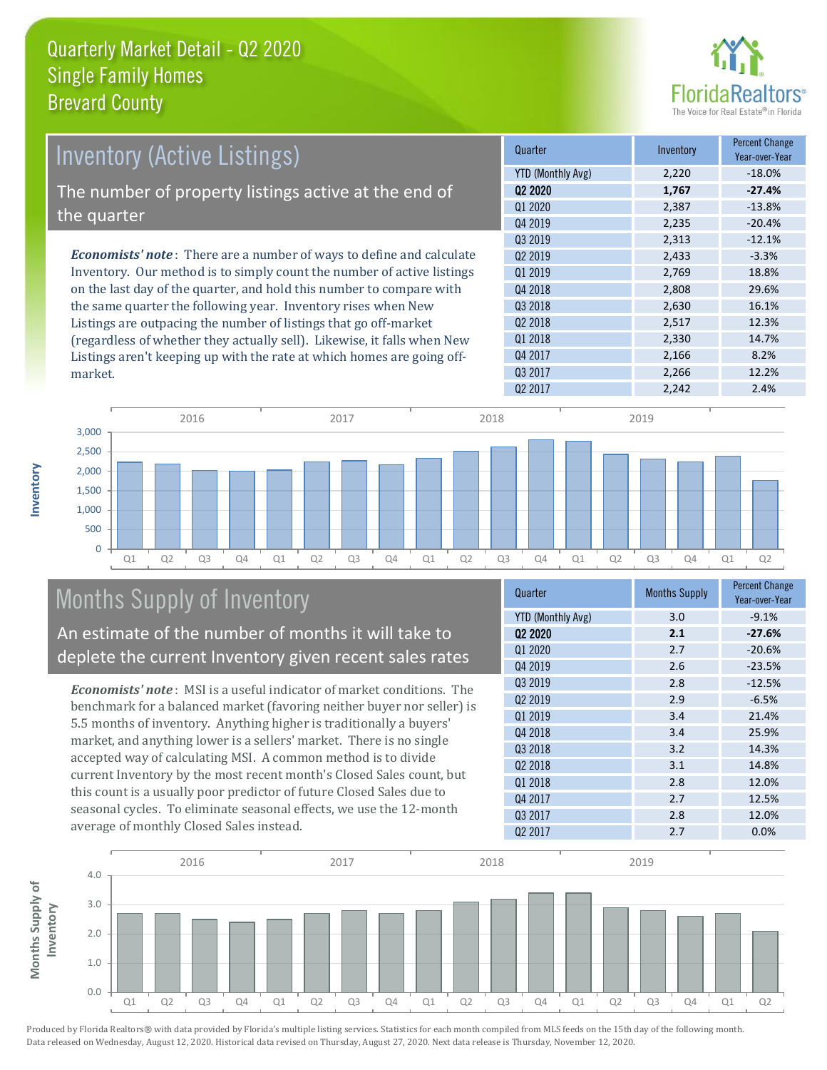# Quarterly Market Detail - Q2 2020
## Single Family Homes
## Brevard County

## Inventory (Active Listings)

The number of property listings active at the end of the quarter

*Economists' note*: There are a number of ways to define and calculate Inventory. Our method is to simply count the number of active listings on the last day of the quarter, and hold this number to compare with the same quarter the following year. Inventory rises when New Listings are outpacing the number of listings that go off-market (regardless of whether they actually sell). Likewise, it falls when New Listings aren't keeping up with the rate at which homes are going off-market.

| Quarter | Inventory | Percent Change Year-over-Year |
|---|---|---|
| YTD (Monthly Avg) | 2,220 | -18.0% |
| **Q2 2020** | **1,767** | **-27.4%** |
| Q1 2020 | 2,387 | -13.8% |
| Q4 2019 | 2,235 | -20.4% |
| Q3 2019 | 2,313 | -12.1% |
| Q2 2019 | 2,433 | -3.3% |
| Q1 2019 | 2,769 | 18.8% |
| Q4 2018 | 2,808 | 29.6% |
| Q3 2018 | 2,630 | 16.1% |
| Q2 2018 | 2,517 | 12.3% |
| Q1 2018 | 2,330 | 14.7% |
| Q4 2017 | 2,166 | 8.2% |
| Q3 2017 | 2,266 | 12.2% |
| Q2 2017 | 2,242 | 2.4% |

## Months Supply of Inventory

An estimate of the number of months it will take to deplete the current Inventory given recent sales rates

*Economists' note*: MSI is a useful indicator of market conditions. The benchmark for a balanced market (favoring neither buyer nor seller) is 5.5 months of inventory. Anything higher is traditionally a buyers' market, and anything lower is a sellers' market. There is no single accepted way of calculating MSI. A common method is to divide current Inventory by the most recent month's Closed Sales count, but this count is a usually poor predictor of future Closed Sales due to seasonal cycles. To eliminate seasonal effects, we use the 12-month average of monthly Closed Sales instead.

| Quarter | Months Supply | Percent Change Year-over-Year |
|---|---|---|
| YTD (Monthly Avg) | 3.0 | -9.1% |
| **Q2 2020** | **2.1** | **-27.6%** |
| Q1 2020 | 2.7 | -20.6% |
| Q4 2019 | 2.6 | -23.5% |
| Q3 2019 | 2.8 | -12.5% |
| Q2 2019 | 2.9 | -6.5% |
| Q1 2019 | 3.4 | 21.4% |
| Q4 2018 | 3.4 | 25.9% |
| Q3 2018 | 3.2 | 14.3% |
| Q2 2018 | 3.1 | 14.8% |
| Q1 2018 | 2.8 | 12.0% |
| Q4 2017 | 2.7 | 12.5% |
| Q3 2017 | 2.8 | 12.0% |
| Q2 2017 | 2.7 | 0.0% |

Produced by Florida Realtors® with data provided by Florida's multiple listing services. Statistics for each month compiled from MLS feeds on the 15th day of the following month. Data released on Wednesday, August 12, 2020. Historical data revised on Thursday, August 27, 2020. Next data release is Thursday, November 12, 2020.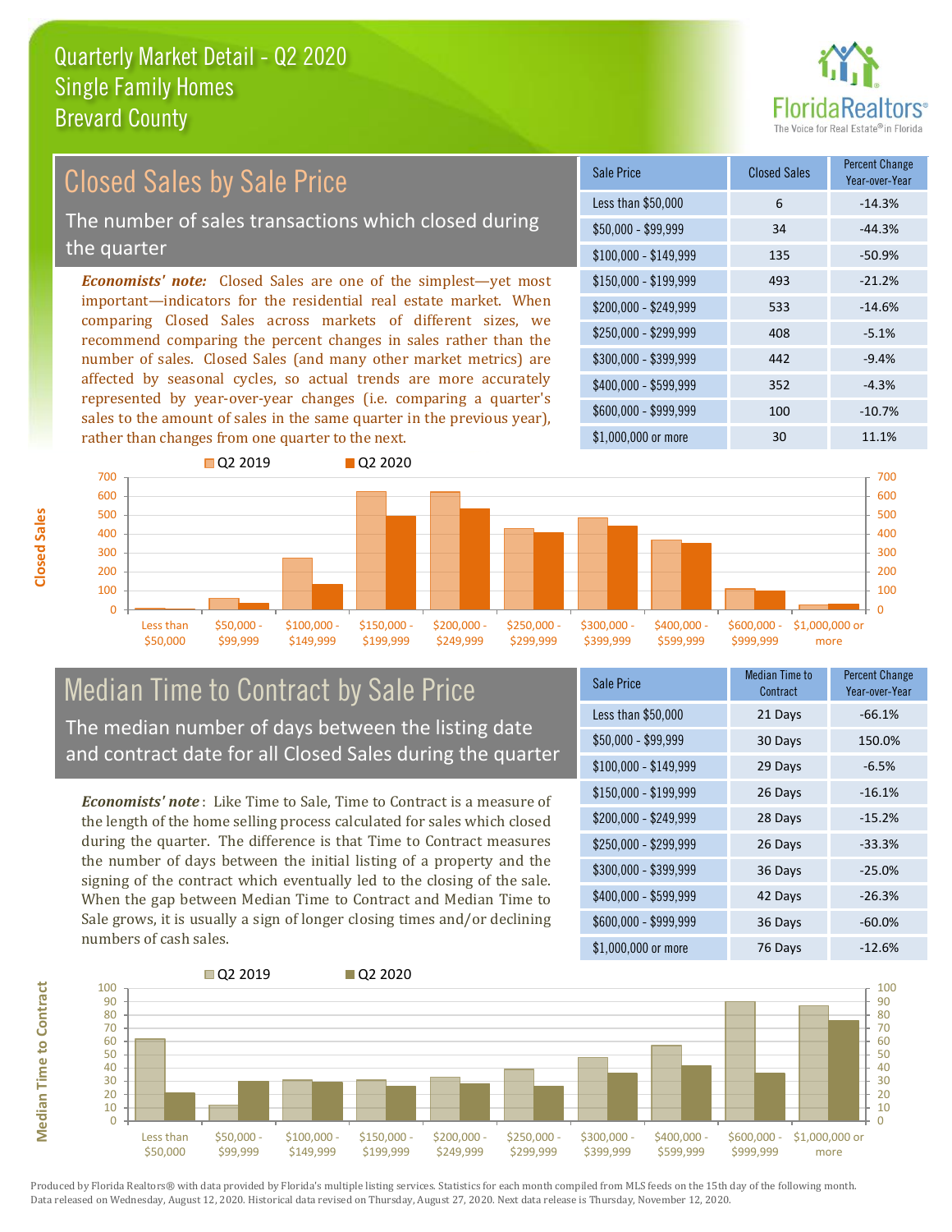# Quarterly Market Detail - Q2 2020
## Single Family Homes
## Brevard County

## Closed Sales by Sale Price

The number of sales transactions which closed during the quarter

***Economists' note:*** Closed Sales are one of the simplest—yet most important—indicators for the residential real estate market. When comparing Closed Sales across markets of different sizes, we recommend comparing the percent changes in sales rather than the number of sales. Closed Sales (and many other market metrics) are affected by seasonal cycles, so actual trends are more accurately represented by year-over-year changes (i.e. comparing a quarter's sales to the amount of sales in the same quarter in the previous year), rather than changes from one quarter to the next.

| Sale Price | Closed Sales | Percent Change Year-over-Year |
|---|---|---|
| Less than $50,000 | 6 | -14.3% |
| $50,000 - $99,999 | 34 | -44.3% |
| $100,000 - $149,999 | 135 | -50.9% |
| $150,000 - $199,999 | 493 | -21.2% |
| $200,000 - $249,999 | 533 | -14.6% |
| $250,000 - $299,999 | 408 | -5.1% |
| $300,000 - $399,999 | 442 | -9.4% |
| $400,000 - $599,999 | 352 | -4.3% |
| $600,000 - $999,999 | 100 | -10.7% |
| $1,000,000 or more | 30 | 11.1% |

## Median Time to Contract by Sale Price

The median number of days between the listing date and contract date for all Closed Sales during the quarter

***Economists' note***: Like Time to Sale, Time to Contract is a measure of the length of the home selling process calculated for sales which closed during the quarter. The difference is that Time to Contract measures the number of days between the initial listing of a property and the signing of the contract which eventually led to the closing of the sale. When the gap between Median Time to Contract and Median Time to Sale grows, it is usually a sign of longer closing times and/or declining numbers of cash sales.

| Sale Price | Median Time to Contract | Percent Change Year-over-Year |
|---|---|---|
| Less than $50,000 | 21 Days | -66.1% |
| $50,000 - $99,999 | 30 Days | 150.0% |
| $100,000 - $149,999 | 29 Days | -6.5% |
| $150,000 - $199,999 | 26 Days | -16.1% |
| $200,000 - $249,999 | 28 Days | -15.2% |
| $250,000 - $299,999 | 26 Days | -33.3% |
| $300,000 - $399,999 | 36 Days | -25.0% |
| $400,000 - $599,999 | 42 Days | -26.3% |
| $600,000 - $999,999 | 36 Days | -60.0% |
| $1,000,000 or more | 76 Days | -12.6% |

Produced by Florida Realtors® with data provided by Florida's multiple listing services. Statistics for each month compiled from MLS feeds on the 15th day of the following month. Data released on Wednesday, August 12, 2020. Historical data revised on Thursday, August 27, 2020. Next data release is Thursday, November 12, 2020.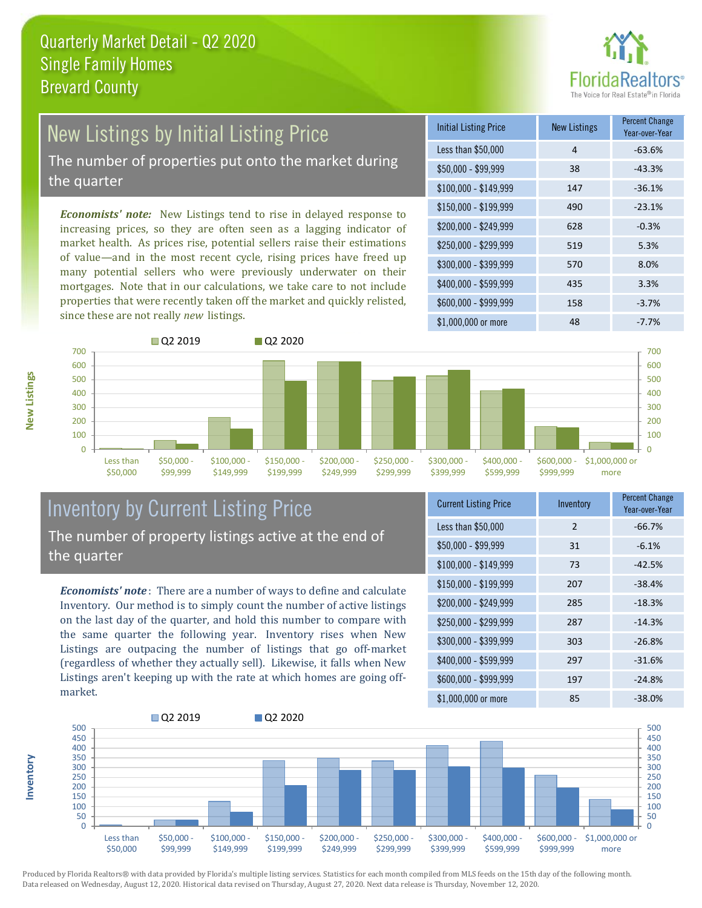# Quarterly Market Detail - Q2 2020
## Single Family Homes
## Brevard County

## New Listings by Initial Listing Price

The number of properties put onto the market during the quarter

*Economists' note:* New Listings tend to rise in delayed response to increasing prices, so they are often seen as a lagging indicator of market health. As prices rise, potential sellers raise their estimations of value—and in the most recent cycle, rising prices have freed up many potential sellers who were previously underwater on their mortgages. Note that in our calculations, we take care to not include properties that were recently taken off the market and quickly relisted, since these are not really *new* listings.

| Initial Listing Price | New Listings | Percent Change Year-over-Year |
|---|---|---|
| Less than $50,000 | 4 | -63.6% |
| $50,000 - $99,999 | 38 | -43.3% |
| $100,000 - $149,999 | 147 | -36.1% |
| $150,000 - $199,999 | 490 | -23.1% |
| $200,000 - $249,999 | 628 | -0.3% |
| $250,000 - $299,999 | 519 | 5.3% |
| $300,000 - $399,999 | 570 | 8.0% |
| $400,000 - $599,999 | 435 | 3.3% |
| $600,000 - $999,999 | 158 | -3.7% |
| $1,000,000 or more | 48 | -7.7% |

## Inventory by Current Listing Price

The number of property listings active at the end of the quarter

*Economists' note*: There are a number of ways to define and calculate Inventory. Our method is to simply count the number of active listings on the last day of the quarter, and hold this number to compare with the same quarter the following year. Inventory rises when New Listings are outpacing the number of listings that go off-market (regardless of whether they actually sell). Likewise, it falls when New Listings aren't keeping up with the rate at which homes are going off-market.

| Current Listing Price | Inventory | Percent Change Year-over-Year |
|---|---|---|
| Less than $50,000 | 2 | -66.7% |
| $50,000 - $99,999 | 31 | -6.1% |
| $100,000 - $149,999 | 73 | -42.5% |
| $150,000 - $199,999 | 207 | -38.4% |
| $200,000 - $249,999 | 285 | -18.3% |
| $250,000 - $299,999 | 287 | -14.3% |
| $300,000 - $399,999 | 303 | -26.8% |
| $400,000 - $599,999 | 297 | -31.6% |
| $600,000 - $999,999 | 197 | -24.8% |
| $1,000,000 or more | 85 | -38.0% |

Produced by Florida Realtors® with data provided by Florida's multiple listing services. Statistics for each month compiled from MLS feeds on the 15th day of the following month. Data released on Wednesday, August 12, 2020. Historical data revised on Thursday, August 27, 2020. Next data release is Thursday, November 12, 2020.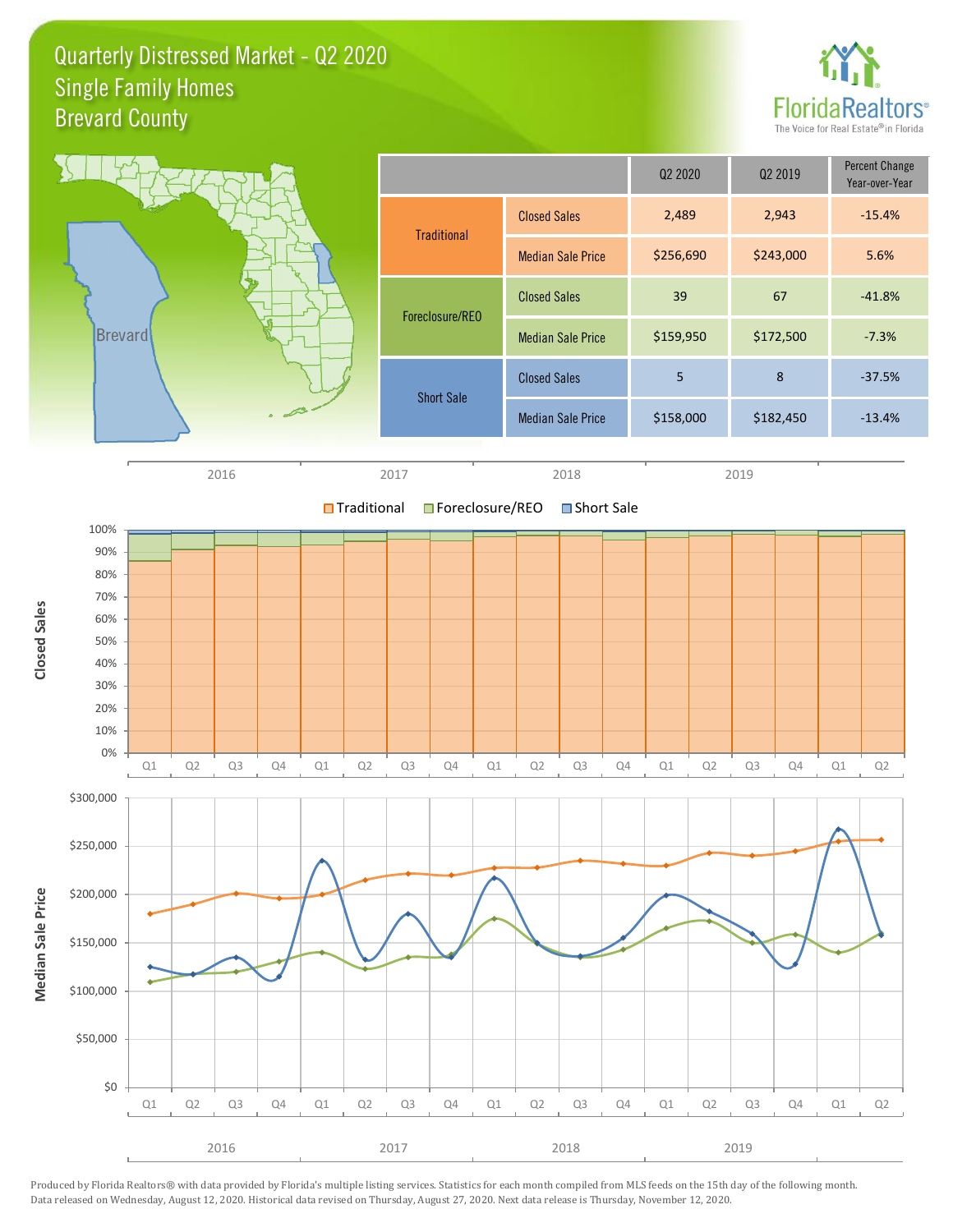# Quarterly Distressed Market - Q2 2020
## Single Family Homes
## Brevard County

FloridaRealtors®
The Voice for Real Estate® in Florida

Brevard

| | | Q2 2020 | Q2 2019 | Percent Change Year-over-Year |
|---|---|---|---|---|
| Traditional | Closed Sales | 2,489 | 2,943 | -15.4% |
| | Median Sale Price | $256,690 | $243,000 | 5.6% |
| Foreclosure/REO | Closed Sales | 39 | 67 | -41.8% |
| | Median Sale Price | $159,950 | $172,500 | -7.3% |
| Short Sale | Closed Sales | 5 | 8 | -37.5% |
| | Median Sale Price | $158,000 | $182,450 | -13.4% |

2016 2017 2018 2019

Traditional Foreclosure/REO Short Sale

Closed Sales

100% 90% 80% 70% 60% 50% 40% 30% 20% 10% 0%

Q1 Q2 Q3 Q4 Q1 Q2 Q3 Q4 Q1 Q2 Q3 Q4 Q1 Q2 Q3 Q4 Q1 Q2

Median Sale Price

$300,000 $250,000 $200,000 $150,000 $100,000 $50,000 $0

Q1 Q2 Q3 Q4 Q1 Q2 Q3 Q4 Q1 Q2 Q3 Q4 Q1 Q2 Q3 Q4 Q1 Q2

2016 2017 2018 2019

Produced by Florida Realtors® with data provided by Florida's multiple listing services. Statistics for each month compiled from MLS feeds on the 15th day of the following month. Data released on Wednesday, August 12, 2020. Historical data revised on Thursday, August 27, 2020. Next data release is Thursday, November 12, 2020.